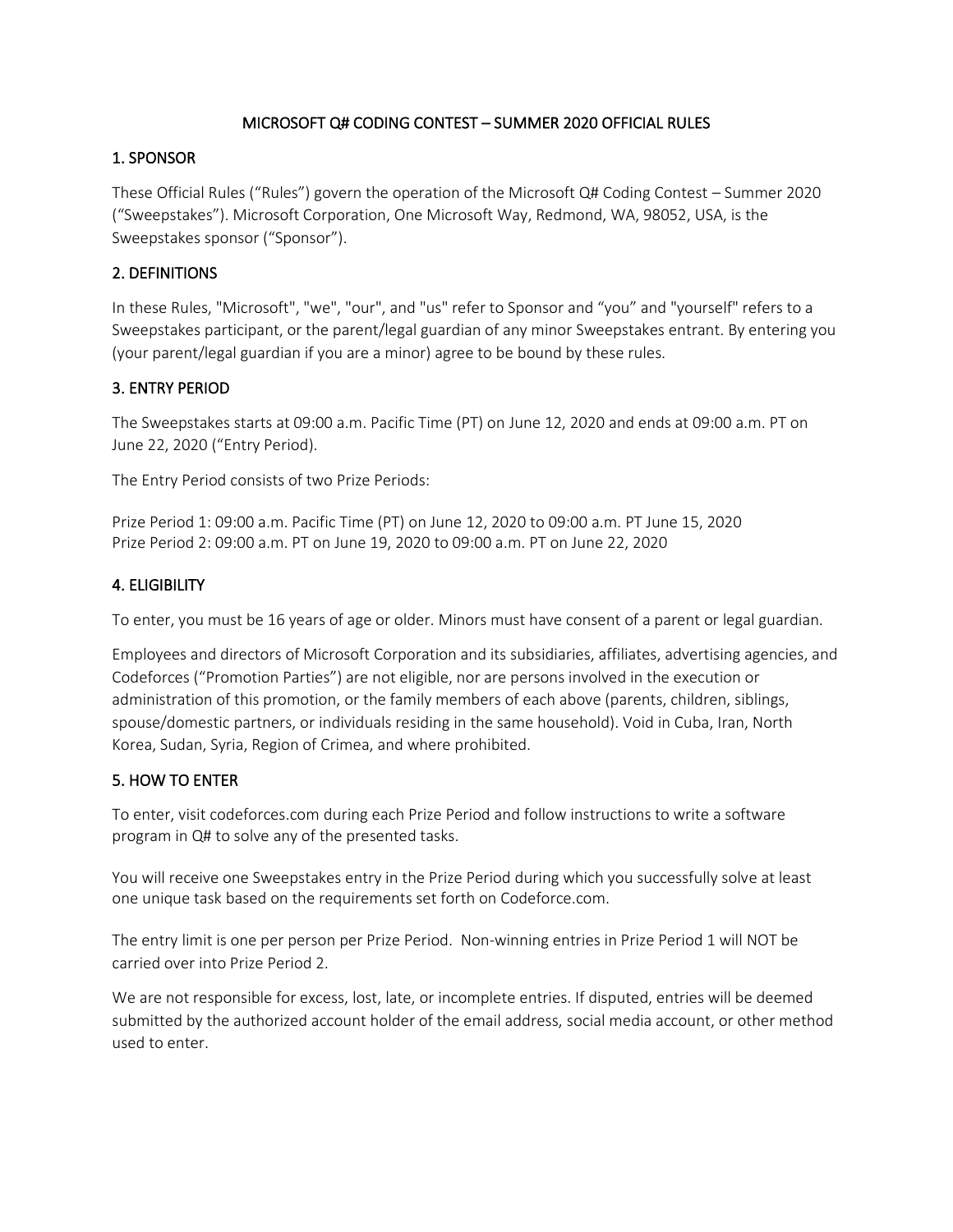# MICROSOFT Q# CODING CONTEST – SUMMER 2020 OFFICIAL RULES

## 1. SPONSOR

These Official Rules ("Rules") govern the operation of the Microsoft Q# Coding Contest – Summer 2020 ("Sweepstakes"). Microsoft Corporation, One Microsoft Way, Redmond, WA, 98052, USA, is the Sweepstakes sponsor ("Sponsor").

## 2. DEFINITIONS

In these Rules, "Microsoft", "we", "our", and "us" refer to Sponsor and "you" and "yourself" refers to a Sweepstakes participant, or the parent/legal guardian of any minor Sweepstakes entrant. By entering you (your parent/legal guardian if you are a minor) agree to be bound by these rules.

## 3. ENTRY PERIOD

The Sweepstakes starts at 09:00 a.m. Pacific Time (PT) on June 12, 2020 and ends at 09:00 a.m. PT on June 22, 2020 ("Entry Period).

The Entry Period consists of two Prize Periods:

Prize Period 1: 09:00 a.m. Pacific Time (PT) on June 12, 2020 to 09:00 a.m. PT June 15, 2020
Prize Period 2: 09:00 a.m. PT on June 19, 2020 to 09:00 a.m. PT on June 22, 2020

## 4. ELIGIBILITY

To enter, you must be 16 years of age or older. Minors must have consent of a parent or legal guardian.

Employees and directors of Microsoft Corporation and its subsidiaries, affiliates, advertising agencies, and Codeforces ("Promotion Parties") are not eligible, nor are persons involved in the execution or administration of this promotion, or the family members of each above (parents, children, siblings, spouse/domestic partners, or individuals residing in the same household). Void in Cuba, Iran, North Korea, Sudan, Syria, Region of Crimea, and where prohibited.

## 5. HOW TO ENTER

To enter, visit codeforces.com during each Prize Period and follow instructions to write a software program in Q# to solve any of the presented tasks.

You will receive one Sweepstakes entry in the Prize Period during which you successfully solve at least one unique task based on the requirements set forth on Codeforce.com.

The entry limit is one per person per Prize Period. Non-winning entries in Prize Period 1 will NOT be carried over into Prize Period 2.

We are not responsible for excess, lost, late, or incomplete entries. If disputed, entries will be deemed submitted by the authorized account holder of the email address, social media account, or other method used to enter.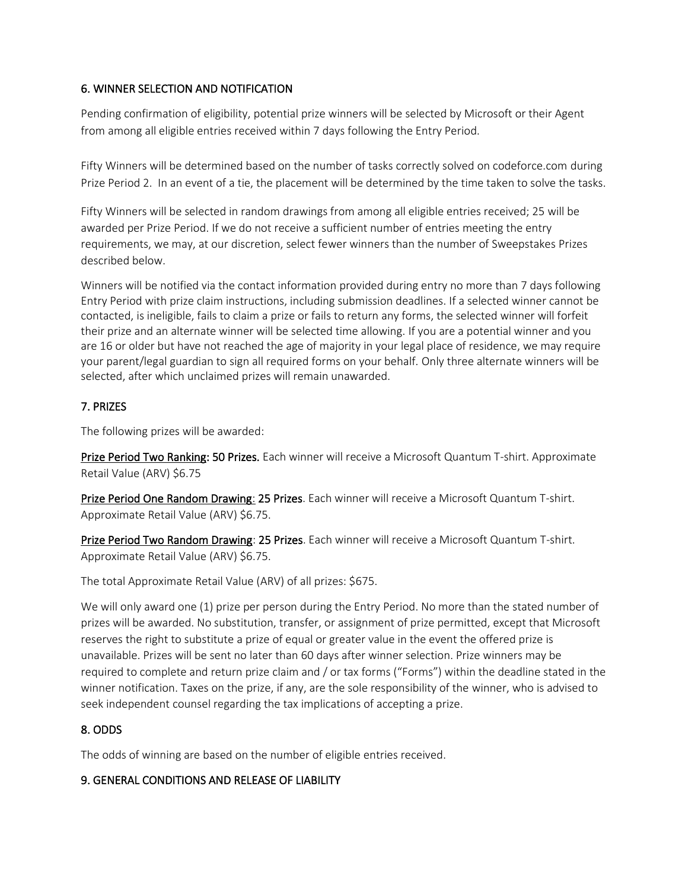## 6. WINNER SELECTION AND NOTIFICATION

Pending confirmation of eligibility, potential prize winners will be selected by Microsoft or their Agent from among all eligible entries received within 7 days following the Entry Period.

Fifty Winners will be determined based on the number of tasks correctly solved on codeforce.com during Prize Period 2. In an event of a tie, the placement will be determined by the time taken to solve the tasks.

Fifty Winners will be selected in random drawings from among all eligible entries received; 25 will be awarded per Prize Period. If we do not receive a sufficient number of entries meeting the entry requirements, we may, at our discretion, select fewer winners than the number of Sweepstakes Prizes described below.

Winners will be notified via the contact information provided during entry no more than 7 days following Entry Period with prize claim instructions, including submission deadlines. If a selected winner cannot be contacted, is ineligible, fails to claim a prize or fails to return any forms, the selected winner will forfeit their prize and an alternate winner will be selected time allowing. If you are a potential winner and you are 16 or older but have not reached the age of majority in your legal place of residence, we may require your parent/legal guardian to sign all required forms on your behalf. Only three alternate winners will be selected, after which unclaimed prizes will remain unawarded.

## 7. PRIZES

The following prizes will be awarded:

**Prize Period Two Ranking: 50 Prizes.** Each winner will receive a Microsoft Quantum T-shirt. Approximate Retail Value (ARV) $6.75

**Prize Period One Random Drawing: 25 Prizes**. Each winner will receive a Microsoft Quantum T-shirt. Approximate Retail Value (ARV) $6.75.

**Prize Period Two Random Drawing: 25 Prizes**. Each winner will receive a Microsoft Quantum T-shirt. Approximate Retail Value (ARV) $6.75.

The total Approximate Retail Value (ARV) of all prizes: $675.

We will only award one (1) prize per person during the Entry Period. No more than the stated number of prizes will be awarded. No substitution, transfer, or assignment of prize permitted, except that Microsoft reserves the right to substitute a prize of equal or greater value in the event the offered prize is unavailable. Prizes will be sent no later than 60 days after winner selection. Prize winners may be required to complete and return prize claim and / or tax forms ("Forms") within the deadline stated in the winner notification. Taxes on the prize, if any, are the sole responsibility of the winner, who is advised to seek independent counsel regarding the tax implications of accepting a prize.

## 8. ODDS

The odds of winning are based on the number of eligible entries received.

## 9. GENERAL CONDITIONS AND RELEASE OF LIABILITY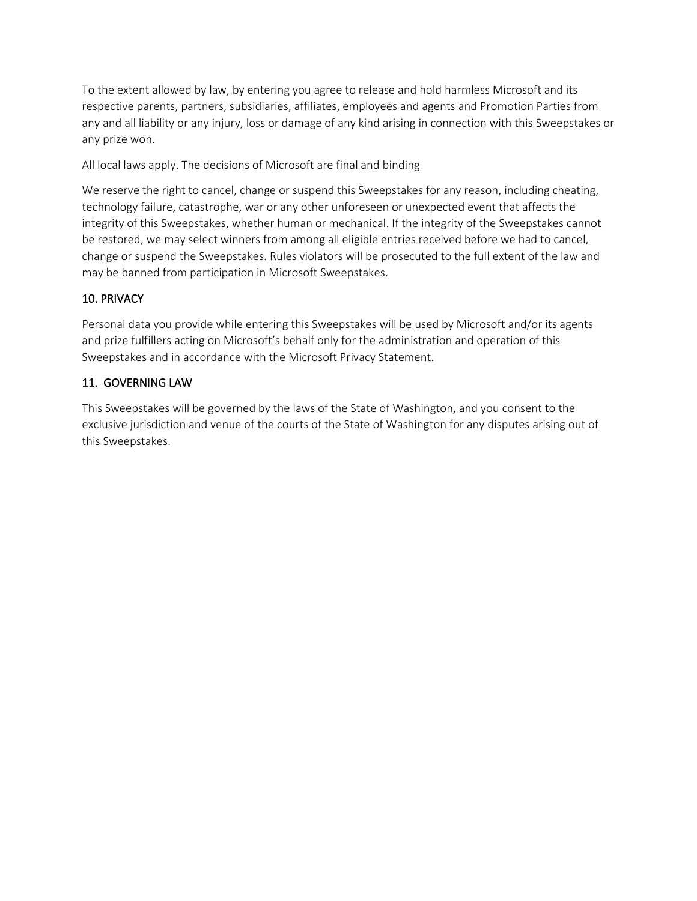To the extent allowed by law, by entering you agree to release and hold harmless Microsoft and its respective parents, partners, subsidiaries, affiliates, employees and agents and Promotion Parties from any and all liability or any injury, loss or damage of any kind arising in connection with this Sweepstakes or any prize won.

All local laws apply. The decisions of Microsoft are final and binding

We reserve the right to cancel, change or suspend this Sweepstakes for any reason, including cheating, technology failure, catastrophe, war or any other unforeseen or unexpected event that affects the integrity of this Sweepstakes, whether human or mechanical. If the integrity of the Sweepstakes cannot be restored, we may select winners from among all eligible entries received before we had to cancel, change or suspend the Sweepstakes. Rules violators will be prosecuted to the full extent of the law and may be banned from participation in Microsoft Sweepstakes.

## 10. PRIVACY

Personal data you provide while entering this Sweepstakes will be used by Microsoft and/or its agents and prize fulfillers acting on Microsoft's behalf only for the administration and operation of this Sweepstakes and in accordance with the Microsoft Privacy Statement.

## 11. GOVERNING LAW

This Sweepstakes will be governed by the laws of the State of Washington, and you consent to the exclusive jurisdiction and venue of the courts of the State of Washington for any disputes arising out of this Sweepstakes.